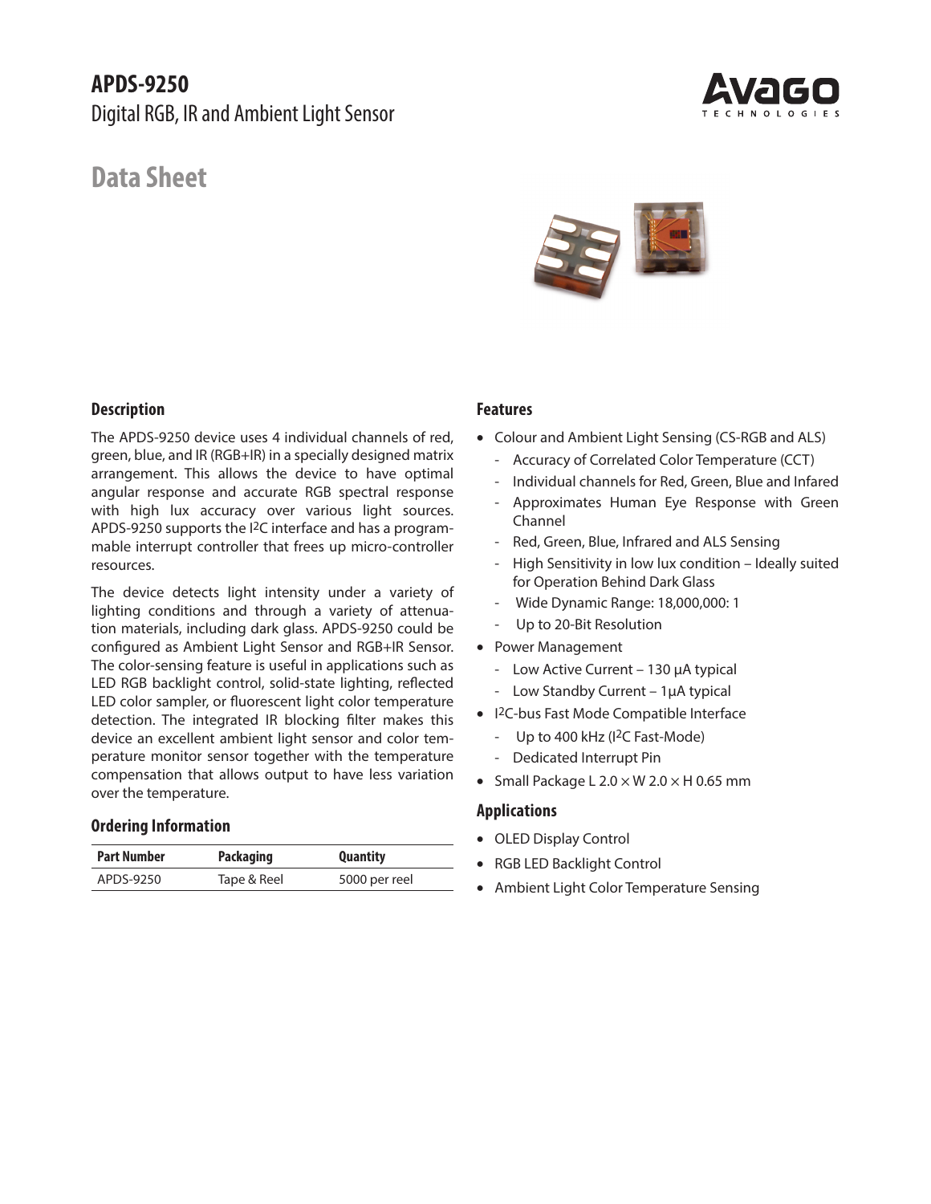# APDS-9250

Digital RGB, IR and Ambient Light Sensor

## Data Sheet

### Description

The APDS-9250 device uses 4 individual channels of red, green, blue, and IR (RGB+IR) in a specially designed matrix arrangement. This allows the device to have optimal angular response and accurate RGB spectral response with high lux accuracy over various light sources. APDS-9250 supports the I2C interface and has a programmable interrupt controller that frees up micro-controller resources.

The device detects light intensity under a variety of lighting conditions and through a variety of attenuation materials, including dark glass. APDS-9250 could be configured as Ambient Light Sensor and RGB+IR Sensor. The color-sensing feature is useful in applications such as LED RGB backlight control, solid-state lighting, reflected LED color sampler, or fluorescent light color temperature detection. The integrated IR blocking filter makes this device an excellent ambient light sensor and color temperature monitor sensor together with the temperature compensation that allows output to have less variation over the temperature.

### Ordering Information

| Part Number | Packaging | Quantity |
|---|---|---|
| APDS-9250 | Tape & Reel | 5000 per reel |

### Features

- Colour and Ambient Light Sensing (CS-RGB and ALS)
  - Accuracy of Correlated Color Temperature (CCT)
  - Individual channels for Red, Green, Blue and Infared
  - Approximates Human Eye Response with Green Channel
  - Red, Green, Blue, Infrared and ALS Sensing
  - High Sensitivity in low lux condition – Ideally suited for Operation Behind Dark Glass
  - Wide Dynamic Range: 18,000,000: 1
  - Up to 20-Bit Resolution
- Power Management
  - Low Active Current – 130 µA typical
  - Low Standby Current – 1µA typical
- I2C-bus Fast Mode Compatible Interface
  - Up to 400 kHz (I2C Fast-Mode)
  - Dedicated Interrupt Pin
- Small Package L 2.0 × W 2.0 × H 0.65 mm

### Applications

- OLED Display Control
- RGB LED Backlight Control
- Ambient Light Color Temperature Sensing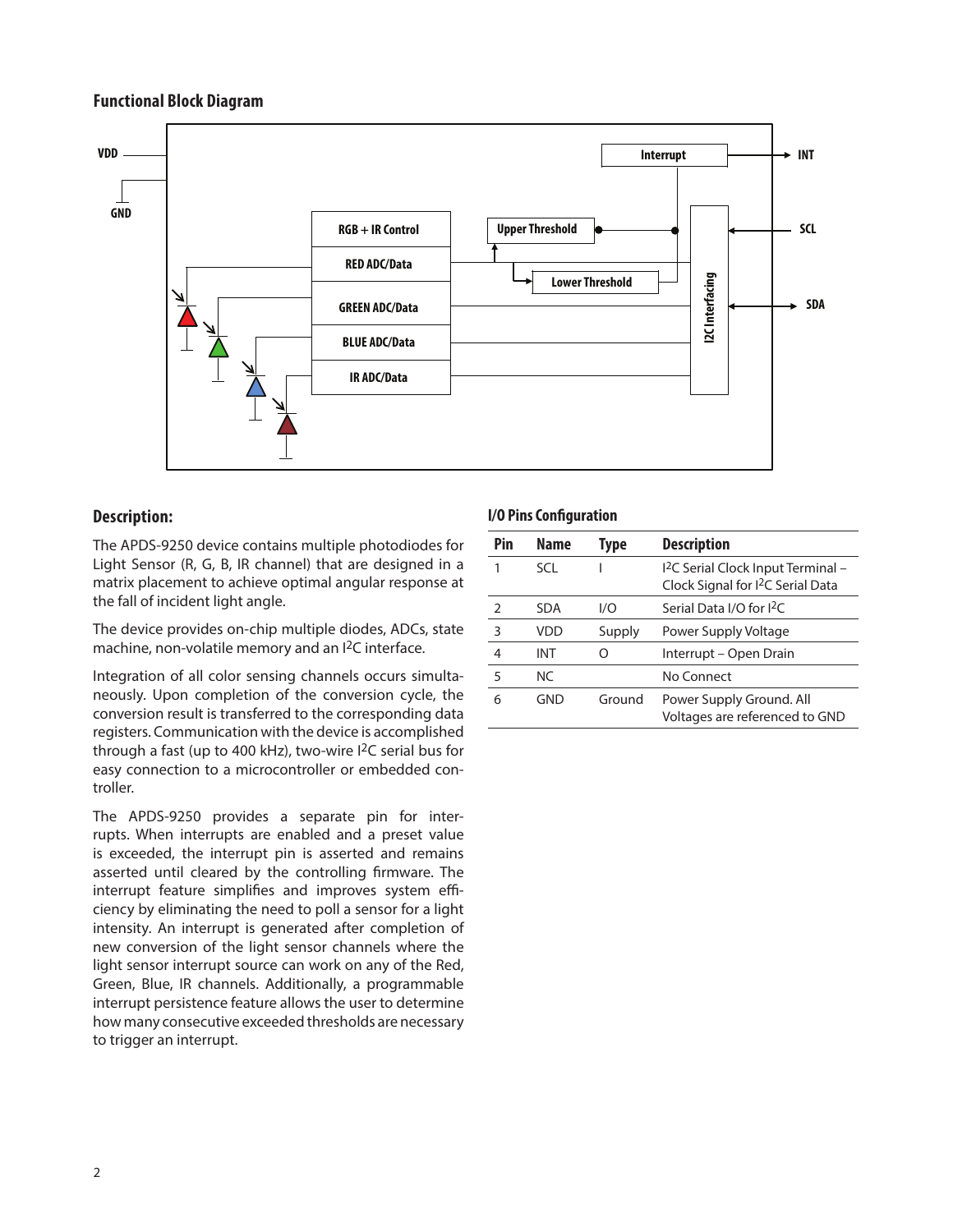## Functional Block Diagram

## Description:

The APDS-9250 device contains multiple photodiodes for Light Sensor (R, G, B, IR channel) that are designed in a matrix placement to achieve optimal angular response at the fall of incident light angle.

The device provides on-chip multiple diodes, ADCs, state machine, non-volatile memory and an I²C interface.

Integration of all color sensing channels occurs simultaneously. Upon completion of the conversion cycle, the conversion result is transferred to the corresponding data registers. Communication with the device is accomplished through a fast (up to 400 kHz), two-wire I²C serial bus for easy connection to a microcontroller or embedded controller.

The APDS-9250 provides a separate pin for interrupts. When interrupts are enabled and a preset value is exceeded, the interrupt pin is asserted and remains asserted until cleared by the controlling firmware. The interrupt feature simplifies and improves system efficiency by eliminating the need to poll a sensor for a light intensity. An interrupt is generated after completion of new conversion of the light sensor channels where the light sensor interrupt source can work on any of the Red, Green, Blue, IR channels. Additionally, a programmable interrupt persistence feature allows the user to determine how many consecutive exceeded thresholds are necessary to trigger an interrupt.

## I/O Pins Configuration

| Pin | Name | Type | Description |
|---|---|---|---|
| 1 | SCL | I | I²C Serial Clock Input Terminal – Clock Signal for I²C Serial Data |
| 2 | SDA | I/O | Serial Data I/O for I²C |
| 3 | VDD | Supply | Power Supply Voltage |
| 4 | INT | O | Interrupt – Open Drain |
| 5 | NC | | No Connect |
| 6 | GND | Ground | Power Supply Ground. All Voltages are referenced to GND |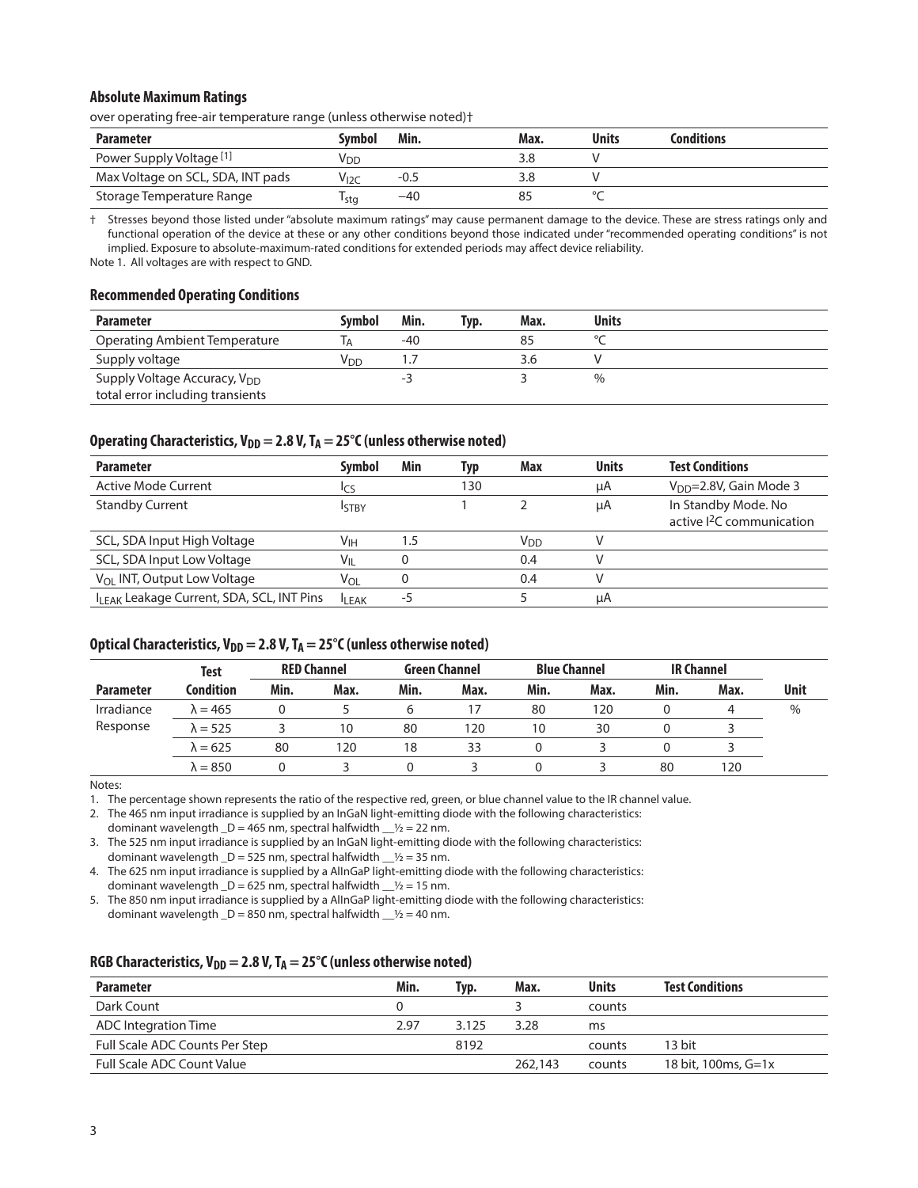### Absolute Maximum Ratings

over operating free-air temperature range (unless otherwise noted)†

| Parameter | Symbol | Min. | Max. | Units | Conditions |
|---|---|---|---|---|---|
| Power Supply Voltage [1] | $V_{DD}$ | | 3.8 | V | |
| Max Voltage on SCL, SDA, INT pads | $V_{I2C}$ | -0.5 | 3.8 | V | |
| Storage Temperature Range | $T_{stg}$ | −40 | 85 | °C | |

† Stresses beyond those listed under "absolute maximum ratings" may cause permanent damage to the device. These are stress ratings only and functional operation of the device at these or any other conditions beyond those indicated under "recommended operating conditions" is not implied. Exposure to absolute-maximum-rated conditions for extended periods may affect device reliability.

Note 1. All voltages are with respect to GND.

### Recommended Operating Conditions

| Parameter | Symbol | Min. | Typ. | Max. | Units |
|---|---|---|---|---|---|
| Operating Ambient Temperature | $T_A$ | -40 | | 85 | °C |
| Supply voltage | $V_{DD}$ | 1.7 | | 3.6 | V |
| Supply Voltage Accuracy, $V_{DD}$ total error including transients | | -3 | | 3 | % |

### Operating Characteristics, $V_{DD}$ = 2.8 V, $T_A$ = 25°C (unless otherwise noted)

| Parameter | Symbol | Min | Typ | Max | Units | Test Conditions |
|---|---|---|---|---|---|---|
| Active Mode Current | $I_{CS}$ | | 130 | | μA | $V_{DD}$=2.8V, Gain Mode 3 |
| Standby Current | $I_{STBY}$ | | 1 | 2 | μA | In Standby Mode. No active I[2]C communication |
| SCL, SDA Input High Voltage | $V_{IH}$ | 1.5 | | $V_{DD}$ | V | |
| SCL, SDA Input Low Voltage | $V_{IL}$ | 0 | | 0.4 | V | |
| $V_{OL}$ INT, Output Low Voltage | $V_{OL}$ | 0 | | 0.4 | V | |
| $I_{LEAK}$ Leakage Current, SDA, SCL, INT Pins | $I_{LEAK}$ | -5 | | 5 | μA | |

### Optical Characteristics, $V_{DD}$ = 2.8 V, $T_A$ = 25°C (unless otherwise noted)

| Parameter | Test Condition | RED Channel | | Green Channel | | Blue Channel | | IR Channel | | Unit |
|---|---|---|---|---|---|---|---|---|---|---|
| | | Min. | Max. | Min. | Max. | Min. | Max. | Min. | Max. | |
| Irradiance Response | λ = 465 | 0 | 5 | 6 | 17 | 80 | 120 | 0 | 4 | % |
| | λ = 525 | 3 | 10 | 80 | 120 | 10 | 30 | 0 | 3 | |
| | λ = 625 | 80 | 120 | 18 | 33 | 0 | 3 | 0 | 3 | |
| | λ = 850 | 0 | 3 | 0 | 3 | 0 | 3 | 80 | 120 | |

Notes:

1. The percentage shown represents the ratio of the respective red, green, or blue channel value to the IR channel value.
2. The 465 nm input irradiance is supplied by an InGaN light-emitting diode with the following characteristics: dominant wavelength _D = 465 nm, spectral halfwidth __½ = 22 nm.
3. The 525 nm input irradiance is supplied by an InGaN light-emitting diode with the following characteristics: dominant wavelength _D = 525 nm, spectral halfwidth __½ = 35 nm.
4. The 625 nm input irradiance is supplied by a AlInGaP light-emitting diode with the following characteristics: dominant wavelength _D = 625 nm, spectral halfwidth __½ = 15 nm.
5. The 850 nm input irradiance is supplied by a AlInGaP light-emitting diode with the following characteristics: dominant wavelength _D = 850 nm, spectral halfwidth __½ = 40 nm.

### RGB Characteristics, $V_{DD}$ = 2.8 V, $T_A$ = 25°C (unless otherwise noted)

| Parameter | Min. | Typ. | Max. | Units | Test Conditions |
|---|---|---|---|---|---|
| Dark Count | 0 | | 3 | counts | |
| ADC Integration Time | 2.97 | 3.125 | 3.28 | ms | |
| Full Scale ADC Counts Per Step | | 8192 | | counts | 13 bit |
| Full Scale ADC Count Value | | | 262,143 | counts | 18 bit, 100ms, G=1x |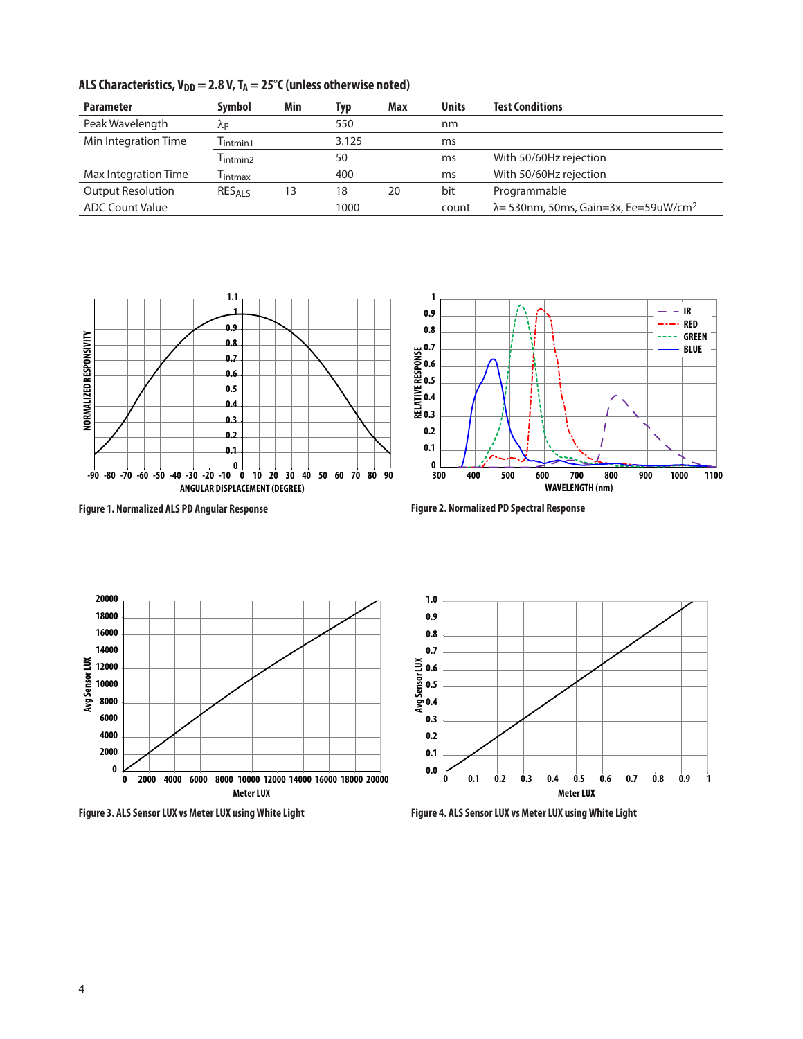**ALS Characteristics, $V_{DD}$ = 2.8 V, $T_A$ = 25°C (unless otherwise noted)**

| Parameter | Symbol | Min | Typ | Max | Units | Test Conditions |
|---|---|---|---|---|---|---|
| Peak Wavelength | $\lambda_P$ | | 550 | | nm | |
| Min Integration Time | $T_{intmin1}$ | | 3.125 | | ms | |
| | $T_{intmin2}$ | | 50 | | ms | With 50/60Hz rejection |
| Max Integration Time | $T_{intmax}$ | | 400 | | ms | With 50/60Hz rejection |
| Output Resolution | $RES_{ALS}$ | 13 | 18 | 20 | bit | Programmable |
| ADC Count Value | | | 1000 | | count | λ= 530nm, 50ms, Gain=3x, Ee=59uW/cm² |

Figure 1. Normalized ALS PD Angular Response

Figure 2. Normalized PD Spectral Response

Figure 3. ALS Sensor LUX vs Meter LUX using White Light

Figure 4. ALS Sensor LUX vs Meter LUX using White Light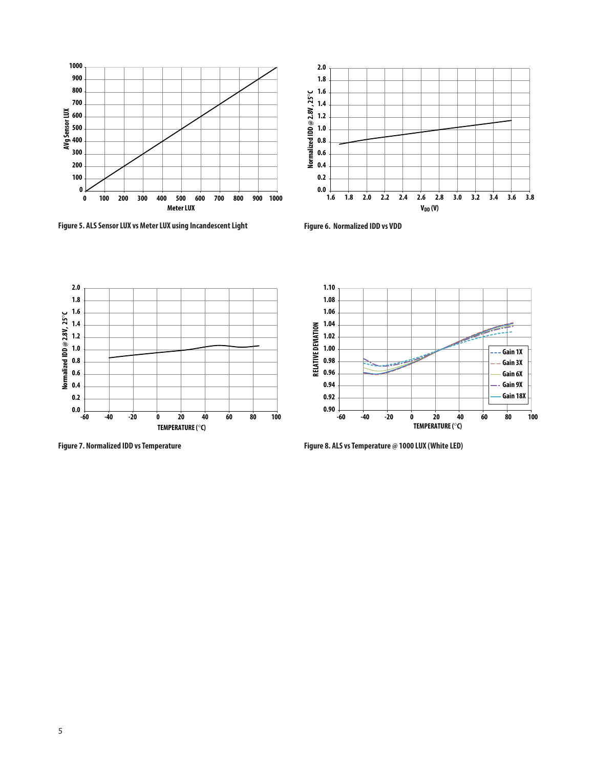Figure 5. ALS Sensor LUX vs Meter LUX using Incandescent Light

Figure 6. Normalized IDD vs VDD

Figure 7. Normalized IDD vs Temperature

Figure 8. ALS vs Temperature @ 1000 LUX (White LED)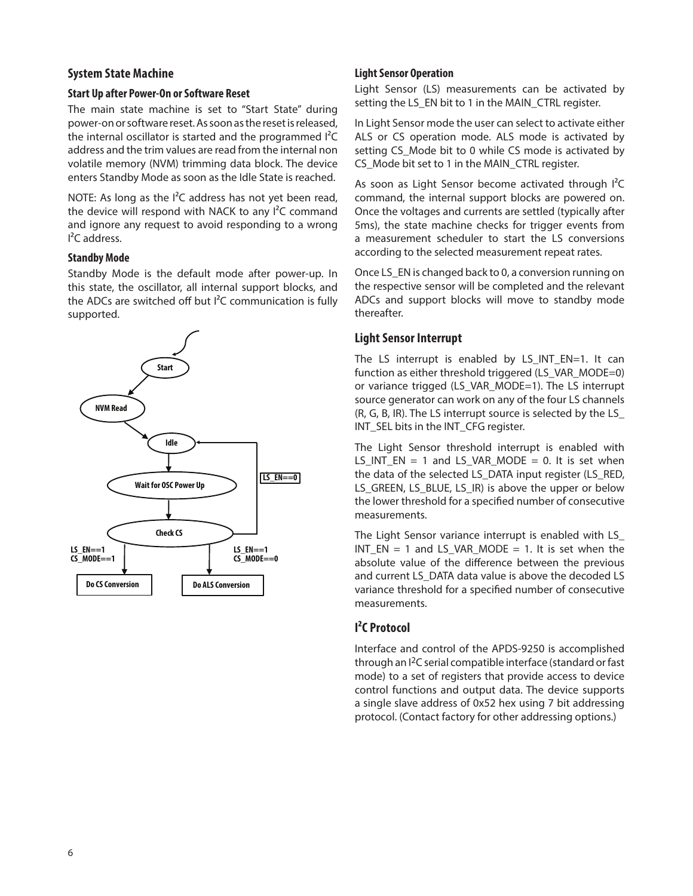## System State Machine

### Start Up after Power-On or Software Reset

The main state machine is set to "Start State" during power-on or software reset. As soon as the reset is released, the internal oscillator is started and the programmed I²C address and the trim values are read from the internal non volatile memory (NVM) trimming data block. The device enters Standby Mode as soon as the Idle State is reached.

NOTE: As long as the I²C address has not yet been read, the device will respond with NACK to any I²C command and ignore any request to avoid responding to a wrong I²C address.

### Standby Mode

Standby Mode is the default mode after power-up. In this state, the oscillator, all internal support blocks, and the ADCs are switched off but I²C communication is fully supported.

Start

NVM Read

Idle

Wait for OSC Power Up

LS_EN==0

Check CS

LS_EN==1
CS_MODE==1

LS_EN==1
CS_MODE==0

Do CS Conversion

Do ALS Conversion

### Light Sensor Operation

Light Sensor (LS) measurements can be activated by setting the LS_EN bit to 1 in the MAIN_CTRL register.

In Light Sensor mode the user can select to activate either ALS or CS operation mode. ALS mode is activated by setting CS_Mode bit to 0 while CS mode is activated by CS_Mode bit set to 1 in the MAIN_CTRL register.

As soon as Light Sensor become activated through I²C command, the internal support blocks are powered on. Once the voltages and currents are settled (typically after 5ms), the state machine checks for trigger events from a measurement scheduler to start the LS conversions according to the selected measurement repeat rates.

Once LS_EN is changed back to 0, a conversion running on the respective sensor will be completed and the relevant ADCs and support blocks will move to standby mode thereafter.

## Light Sensor Interrupt

The LS interrupt is enabled by LS_INT_EN=1. It can function as either threshold triggered (LS_VAR_MODE=0) or variance trigged (LS_VAR_MODE=1). The LS interrupt source generator can work on any of the four LS channels (R, G, B, IR). The LS interrupt source is selected by the LS_INT_SEL bits in the INT_CFG register.

The Light Sensor threshold interrupt is enabled with LS_INT_EN = 1 and LS_VAR_MODE = 0. It is set when the data of the selected LS_DATA input register (LS_RED, LS_GREEN, LS_BLUE, LS_IR) is above the upper or below the lower threshold for a specified number of consecutive measurements.

The Light Sensor variance interrupt is enabled with LS_INT_EN = 1 and LS_VAR_MODE = 1. It is set when the absolute value of the difference between the previous and current LS_DATA data value is above the decoded LS variance threshold for a specified number of consecutive measurements.

## I²C Protocol

Interface and control of the APDS-9250 is accomplished through an I²C serial compatible interface (standard or fast mode) to a set of registers that provide access to device control functions and output data. The device supports a single slave address of 0x52 hex using 7 bit addressing protocol. (Contact factory for other addressing options.)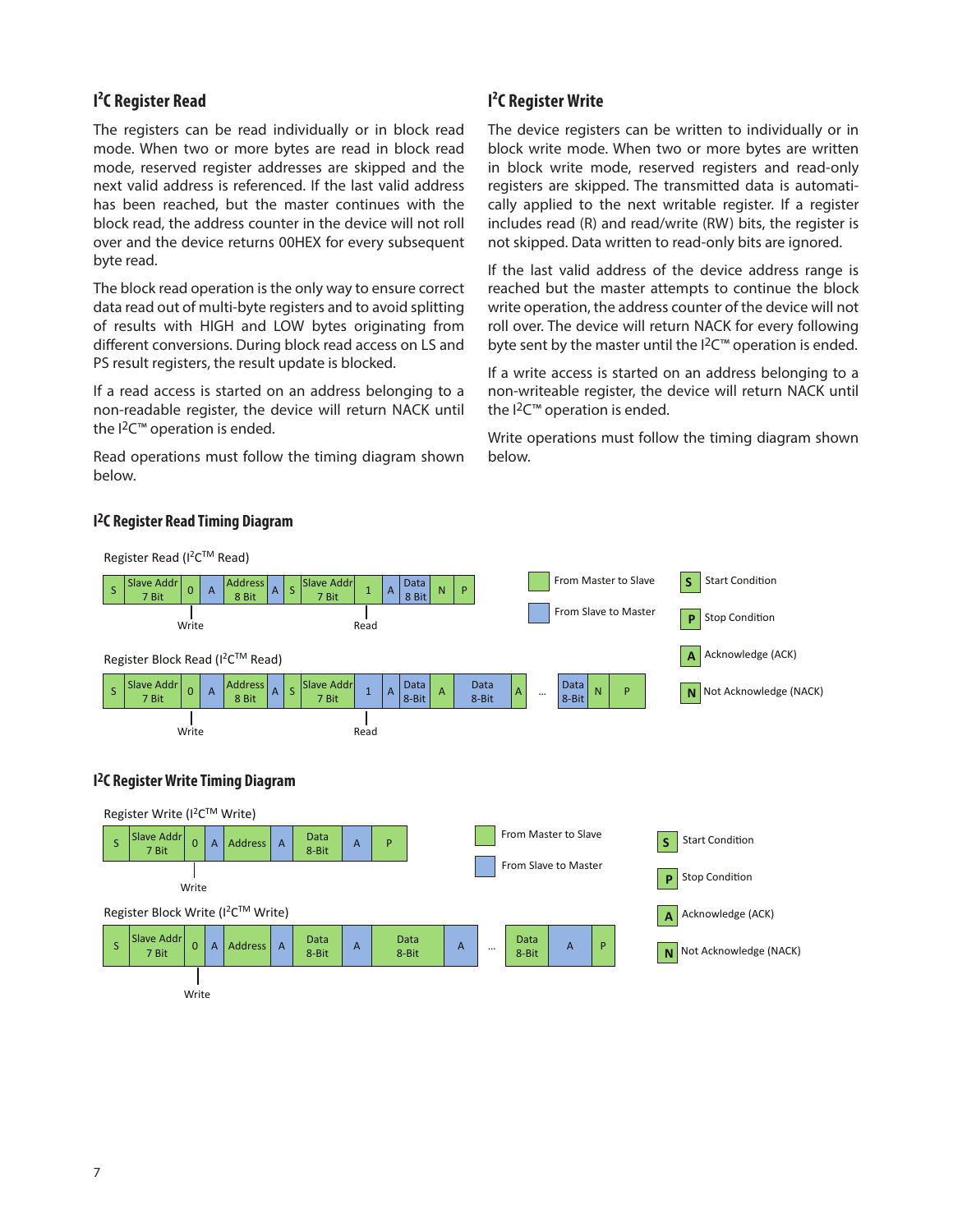## I²C Register Read

The registers can be read individually or in block read mode. When two or more bytes are read in block read mode, reserved register addresses are skipped and the next valid address is referenced. If the last valid address has been reached, but the master continues with the block read, the address counter in the device will not roll over and the device returns 00HEX for every subsequent byte read.

The block read operation is the only way to ensure correct data read out of multi-byte registers and to avoid splitting of results with HIGH and LOW bytes originating from different conversions. During block read access on LS and PS result registers, the result update is blocked.

If a read access is started on an address belonging to a non-readable register, the device will return NACK until the I²C™ operation is ended.

Read operations must follow the timing diagram shown below.

## I²C Register Write

The device registers can be written to individually or in block write mode. When two or more bytes are written in block write mode, reserved registers and read-only registers are skipped. The transmitted data is automatically applied to the next writable register. If a register includes read (R) and read/write (RW) bits, the register is not skipped. Data written to read-only bits are ignored.

If the last valid address of the device address range is reached but the master attempts to continue the block write operation, the address counter of the device will not roll over. The device will return NACK for every following byte sent by the master until the I²C™ operation is ended.

If a write access is started on an address belonging to a non-writeable register, the device will return NACK until the I²C™ operation is ended.

Write operations must follow the timing diagram shown below.

## I²C Register Read Timing Diagram

Register Read (I²C™ Read)

| S | Slave Addr 7 Bit | 0 | A | Address 8 Bit | A | S | Slave Addr 7 Bit | 1 | A | Data 8 Bit | N | P |
|---|---|---|---|---|---|---|---|---|---|---|---|---|
| | | Write | | | | | | Read | | | | |

Register Block Read (I²C™ Read)

| S | Slave Addr 7 Bit | 0 | A | Address 8 Bit | A | S | Slave Addr 7 Bit | 1 | A | Data 8-Bit | A | Data 8-Bit | A | ... | Data 8-Bit | N | P |
|---|---|---|---|---|---|---|---|---|---|---|---|---|---|---|---|---|---|
| | | Write | | | | | | Read | | | | | | | | | |

Legend: From Master to Slave (green); From Slave to Master (blue); **S** Start Condition; **P** Stop Condition; **A** Acknowledge (ACK); **N** Not Acknowledge (NACK)

## I²C Register Write Timing Diagram

Register Write (I²C™ Write)

| S | Slave Addr 7 Bit | 0 | A | Address | A | Data 8-Bit | A | P |
|---|---|---|---|---|---|---|---|---|
| | | Write | | | | | | |

Register Block Write (I²C™ Write)

| S | Slave Addr 7 Bit | 0 | A | Address | A | Data 8-Bit | A | Data 8-Bit | A | ... | Data 8-Bit | A | P |
|---|---|---|---|---|---|---|---|---|---|---|---|---|---|
| | | Write | | | | | | | | | | | |

Legend: From Master to Slave (green); From Slave to Master (blue); **S** Start Condition; **P** Stop Condition; **A** Acknowledge (ACK); **N** Not Acknowledge (NACK)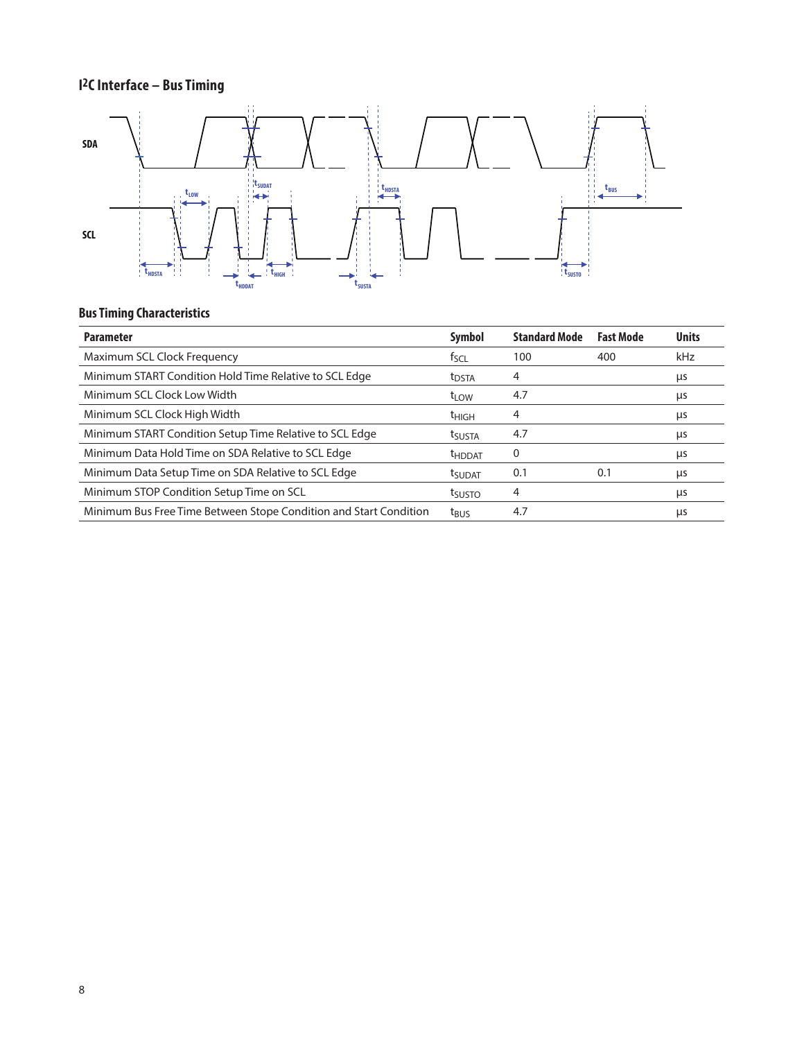## I2C Interface – Bus Timing

SDA

SCL

$t_{LOW}$ $t_{SUDAT}$ $t_{HDSTA}$ $t_{BUS}$ $t_{HDSTA}$ $t_{HDDAT}$ $t_{HIGH}$ $t_{SUSTA}$ $t_{SUSTO}$

### Bus Timing Characteristics

| Parameter | Symbol | Standard Mode | Fast Mode | Units |
|---|---|---|---|---|
| Maximum SCL Clock Frequency | $f_{SCL}$ | 100 | 400 | kHz |
| Minimum START Condition Hold Time Relative to SCL Edge | $t_{DSTA}$ | 4 | | μs |
| Minimum SCL Clock Low Width | $t_{LOW}$ | 4.7 | | μs |
| Minimum SCL Clock High Width | $t_{HIGH}$ | 4 | | μs |
| Minimum START Condition Setup Time Relative to SCL Edge | $t_{SUSTA}$ | 4.7 | | μs |
| Minimum Data Hold Time on SDA Relative to SCL Edge | $t_{HDDAT}$ | 0 | | μs |
| Minimum Data Setup Time on SDA Relative to SCL Edge | $t_{SUDAT}$ | 0.1 | 0.1 | μs |
| Minimum STOP Condition Setup Time on SCL | $t_{SUSTO}$ | 4 | | μs |
| Minimum Bus Free Time Between Stope Condition and Start Condition | $t_{BUS}$ | 4.7 | | μs |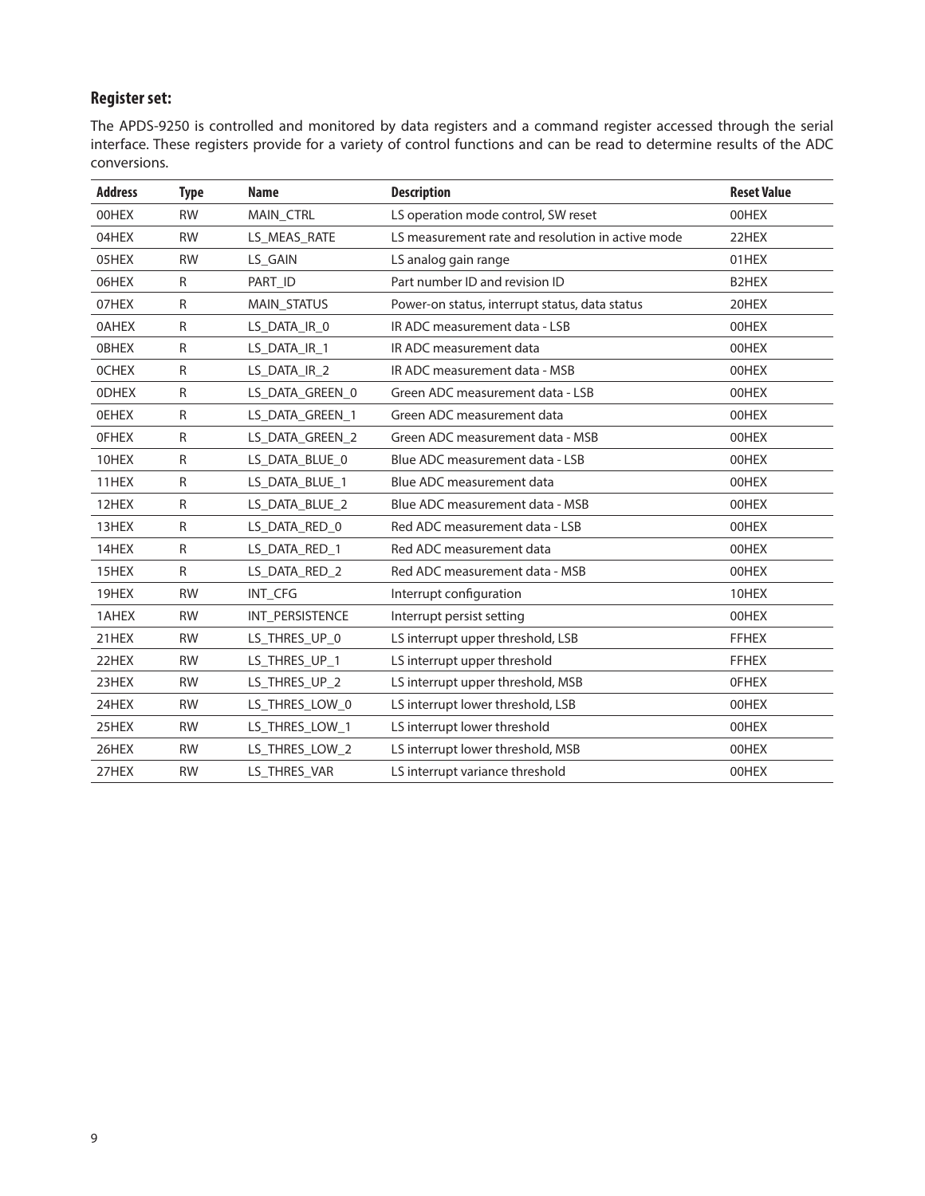## Register set:

The APDS-9250 is controlled and monitored by data registers and a command register accessed through the serial interface. These registers provide for a variety of control functions and can be read to determine results of the ADC conversions.

| Address | Type | Name | Description | Reset Value |
|---|---|---|---|---|
| 00HEX | RW | MAIN_CTRL | LS operation mode control, SW reset | 00HEX |
| 04HEX | RW | LS_MEAS_RATE | LS measurement rate and resolution in active mode | 22HEX |
| 05HEX | RW | LS_GAIN | LS analog gain range | 01HEX |
| 06HEX | R | PART_ID | Part number ID and revision ID | B2HEX |
| 07HEX | R | MAIN_STATUS | Power-on status, interrupt status, data status | 20HEX |
| 0AHEX | R | LS_DATA_IR_0 | IR ADC measurement data - LSB | 00HEX |
| 0BHEX | R | LS_DATA_IR_1 | IR ADC measurement data | 00HEX |
| 0CHEX | R | LS_DATA_IR_2 | IR ADC measurement data - MSB | 00HEX |
| 0DHEX | R | LS_DATA_GREEN_0 | Green ADC measurement data - LSB | 00HEX |
| 0EHEX | R | LS_DATA_GREEN_1 | Green ADC measurement data | 00HEX |
| 0FHEX | R | LS_DATA_GREEN_2 | Green ADC measurement data - MSB | 00HEX |
| 10HEX | R | LS_DATA_BLUE_0 | Blue ADC measurement data - LSB | 00HEX |
| 11HEX | R | LS_DATA_BLUE_1 | Blue ADC measurement data | 00HEX |
| 12HEX | R | LS_DATA_BLUE_2 | Blue ADC measurement data - MSB | 00HEX |
| 13HEX | R | LS_DATA_RED_0 | Red ADC measurement data - LSB | 00HEX |
| 14HEX | R | LS_DATA_RED_1 | Red ADC measurement data | 00HEX |
| 15HEX | R | LS_DATA_RED_2 | Red ADC measurement data - MSB | 00HEX |
| 19HEX | RW | INT_CFG | Interrupt configuration | 10HEX |
| 1AHEX | RW | INT_PERSISTENCE | Interrupt persist setting | 00HEX |
| 21HEX | RW | LS_THRES_UP_0 | LS interrupt upper threshold, LSB | FFHEX |
| 22HEX | RW | LS_THRES_UP_1 | LS interrupt upper threshold | FFHEX |
| 23HEX | RW | LS_THRES_UP_2 | LS interrupt upper threshold, MSB | 0FHEX |
| 24HEX | RW | LS_THRES_LOW_0 | LS interrupt lower threshold, LSB | 00HEX |
| 25HEX | RW | LS_THRES_LOW_1 | LS interrupt lower threshold | 00HEX |
| 26HEX | RW | LS_THRES_LOW_2 | LS interrupt lower threshold, MSB | 00HEX |
| 27HEX | RW | LS_THRES_VAR | LS interrupt variance threshold | 00HEX |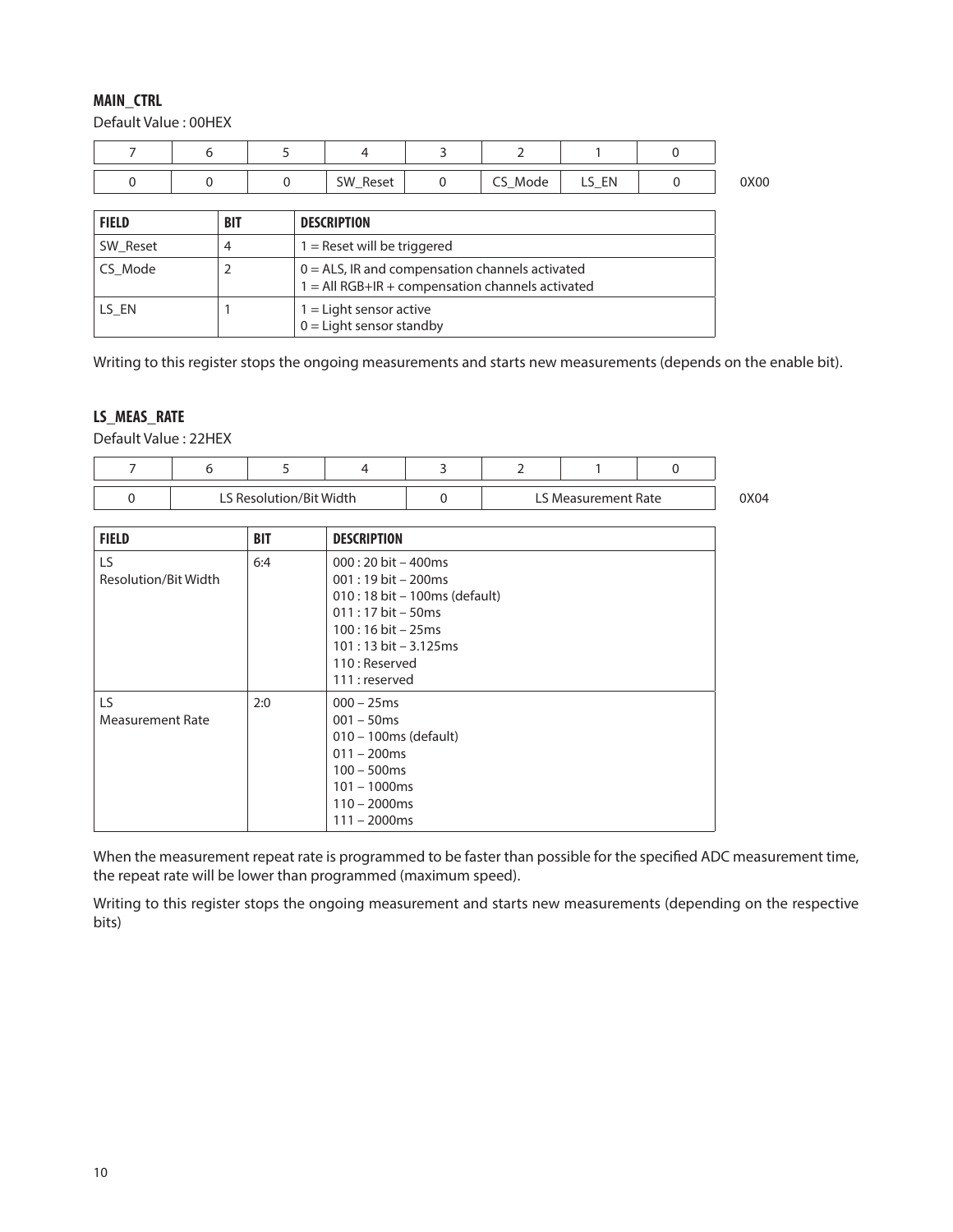### MAIN_CTRL

Default Value : 00HEX

| 7 | 6 | 5 | 4 | 3 | 2 | 1 | 0 | |
|---|---|---|---|---|---|---|---|---|
| 0 | 0 | 0 | SW_Reset | 0 | CS_Mode | LS_EN | 0 | 0X00 |

| FIELD | BIT | DESCRIPTION |
|---|---|---|
| SW_Reset | 4 | 1 = Reset will be triggered |
| CS_Mode | 2 | 0 = ALS, IR and compensation channels activated<br>1 = All RGB+IR + compensation channels activated |
| LS_EN | 1 | 1 = Light sensor active<br>0 = Light sensor standby |

Writing to this register stops the ongoing measurements and starts new measurements (depends on the enable bit).

### LS_MEAS_RATE

Default Value : 22HEX

| 7 | 6 | 5 | 4 | 3 | 2 | 1 | 0 | |
|---|---|---|---|---|---|---|---|---|
| 0 | LS Resolution/Bit Width | | | 0 | LS Measurement Rate | | | 0X04 |

| FIELD | BIT | DESCRIPTION |
|---|---|---|
| LS Resolution/Bit Width | 6:4 | 000 : 20 bit – 400ms<br>001 : 19 bit – 200ms<br>010 : 18 bit – 100ms (default)<br>011 : 17 bit – 50ms<br>100 : 16 bit – 25ms<br>101 : 13 bit – 3.125ms<br>110 : Reserved<br>111 : reserved |
| LS Measurement Rate | 2:0 | 000 – 25ms<br>001 – 50ms<br>010 – 100ms (default)<br>011 – 200ms<br>100 – 500ms<br>101 – 1000ms<br>110 – 2000ms<br>111 – 2000ms |

When the measurement repeat rate is programmed to be faster than possible for the specified ADC measurement time, the repeat rate will be lower than programmed (maximum speed).

Writing to this register stops the ongoing measurement and starts new measurements (depending on the respective bits)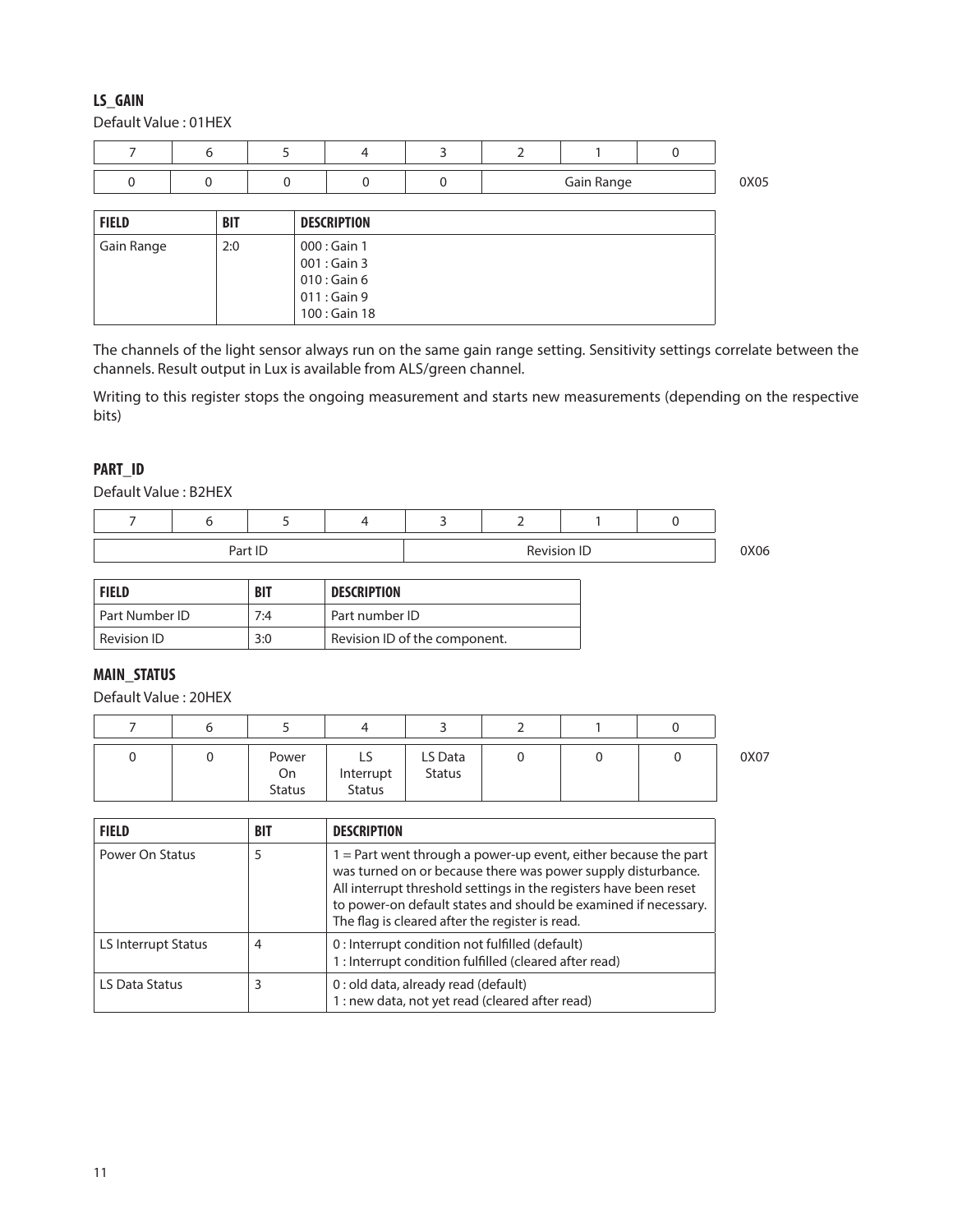### LS_GAIN

Default Value : 01HEX

| 7 | 6 | 5 | 4 | 3 | 2 | 1 | 0 | |
|---|---|---|---|---|---|---|---|---|
| 0 | 0 | 0 | 0 | 0 | Gain Range | | | 0X05 |

| FIELD | BIT | DESCRIPTION |
|---|---|---|
| Gain Range | 2:0 | 000 : Gain 1<br>001 : Gain 3<br>010 : Gain 6<br>011 : Gain 9<br>100 : Gain 18 |

The channels of the light sensor always run on the same gain range setting. Sensitivity settings correlate between the channels. Result output in Lux is available from ALS/green channel.

Writing to this register stops the ongoing measurement and starts new measurements (depending on the respective bits)

### PART_ID

Default Value : B2HEX

| 7 | 6 | 5 | 4 | 3 | 2 | 1 | 0 | |
|---|---|---|---|---|---|---|---|---|
| Part ID | | | | Revision ID | | | | 0X06 |

| FIELD | BIT | DESCRIPTION |
|---|---|---|
| Part Number ID | 7:4 | Part number ID |
| Revision ID | 3:0 | Revision ID of the component. |

### MAIN_STATUS

Default Value : 20HEX

| 7 | 6 | 5 | 4 | 3 | 2 | 1 | 0 | |
|---|---|---|---|---|---|---|---|---|
| 0 | 0 | Power On Status | LS Interrupt Status | LS Data Status | 0 | 0 | 0 | 0X07 |

| FIELD | BIT | DESCRIPTION |
|---|---|---|
| Power On Status | 5 | 1 = Part went through a power-up event, either because the part was turned on or because there was power supply disturbance. All interrupt threshold settings in the registers have been reset to power-on default states and should be examined if necessary. The flag is cleared after the register is read. |
| LS Interrupt Status | 4 | 0 : Interrupt condition not fulfilled (default)<br>1 : Interrupt condition fulfilled (cleared after read) |
| LS Data Status | 3 | 0 : old data, already read (default)<br>1 : new data, not yet read (cleared after read) |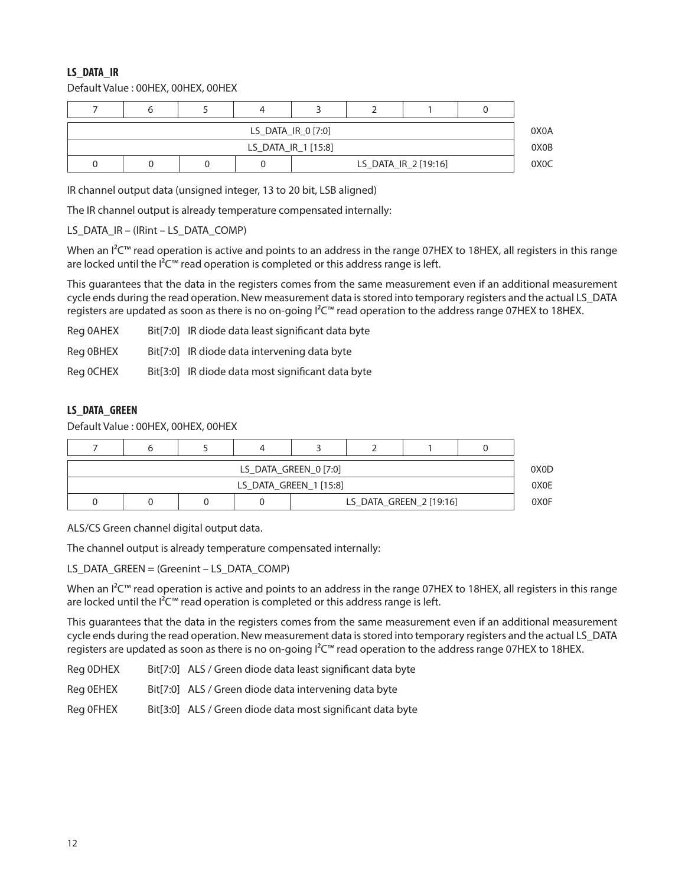### LS_DATA_IR

Default Value : 00HEX, 00HEX, 00HEX

| 7 | 6 | 5 | 4 | 3 | 2 | 1 | 0 | |
|---|---|---|---|---|---|---|---|---|
| LS_DATA_IR_0 [7:0] | | | | | | | | 0X0A |
| LS_DATA_IR_1 [15:8] | | | | | | | | 0X0B |
| 0 | 0 | 0 | 0 | LS_DATA_IR_2 [19:16] | | | | 0X0C |

IR channel output data (unsigned integer, 13 to 20 bit, LSB aligned)

The IR channel output is already temperature compensated internally:

LS_DATA_IR – (IRint – LS_DATA_COMP)

When an I²C™ read operation is active and points to an address in the range 07HEX to 18HEX, all registers in this range are locked until the I²C™ read operation is completed or this address range is left.

This guarantees that the data in the registers comes from the same measurement even if an additional measurement cycle ends during the read operation. New measurement data is stored into temporary registers and the actual LS_DATA registers are updated as soon as there is no on-going I²C™ read operation to the address range 07HEX to 18HEX.

Reg 0AHEX Bit[7:0] IR diode data least significant data byte

Reg 0BHEX Bit[7:0] IR diode data intervening data byte

Reg 0CHEX Bit[3:0] IR diode data most significant data byte

### LS_DATA_GREEN

Default Value : 00HEX, 00HEX, 00HEX

| 7 | 6 | 5 | 4 | 3 | 2 | 1 | 0 | |
|---|---|---|---|---|---|---|---|---|
| LS_DATA_GREEN_0 [7:0] | | | | | | | | 0X0D |
| LS_DATA_GREEN_1 [15:8] | | | | | | | | 0X0E |
| 0 | 0 | 0 | 0 | LS_DATA_GREEN_2 [19:16] | | | | 0X0F |

ALS/CS Green channel digital output data.

The channel output is already temperature compensated internally:

LS_DATA_GREEN = (Greenint – LS_DATA_COMP)

When an I²C™ read operation is active and points to an address in the range 07HEX to 18HEX, all registers in this range are locked until the I²C™ read operation is completed or this address range is left.

This guarantees that the data in the registers comes from the same measurement even if an additional measurement cycle ends during the read operation. New measurement data is stored into temporary registers and the actual LS_DATA registers are updated as soon as there is no on-going I²C™ read operation to the address range 07HEX to 18HEX.

Reg 0DHEX Bit[7:0] ALS / Green diode data least significant data byte

Reg 0EHEX Bit[7:0] ALS / Green diode data intervening data byte

Reg 0FHEX Bit[3:0] ALS / Green diode data most significant data byte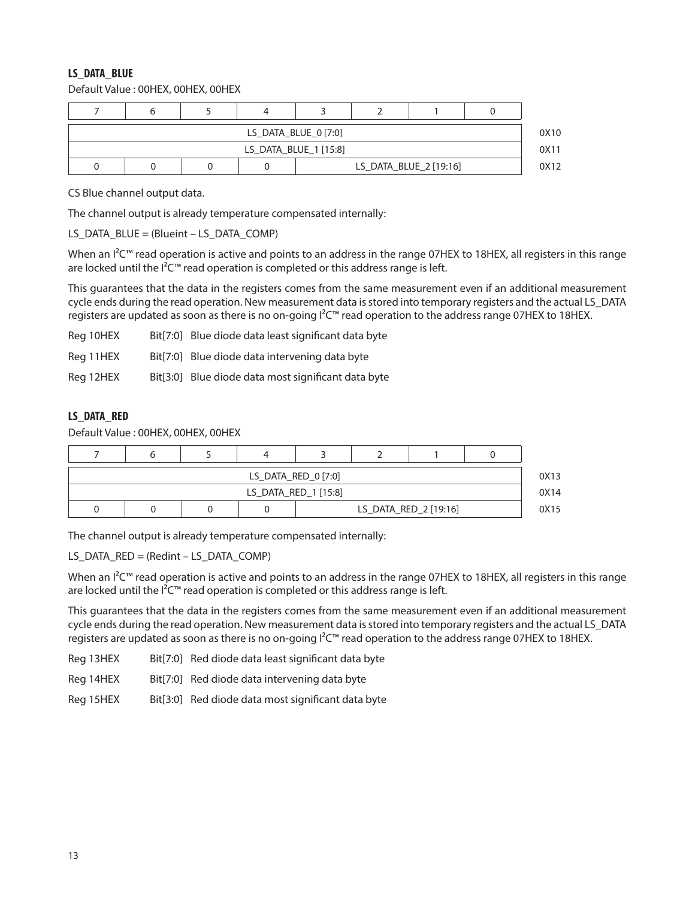### LS_DATA_BLUE

Default Value : 00HEX, 00HEX, 00HEX

| 7 | 6 | 5 | 4 | 3 | 2 | 1 | 0 | |
|---|---|---|---|---|---|---|---|---|
| LS_DATA_BLUE_0 [7:0] | | | | | | | | 0X10 |
| LS_DATA_BLUE_1 [15:8] | | | | | | | | 0X11 |
| 0 | 0 | 0 | 0 | LS_DATA_BLUE_2 [19:16] | | | | 0X12 |

CS Blue channel output data.

The channel output is already temperature compensated internally:

LS_DATA_BLUE = (Blueint – LS_DATA_COMP)

When an I²C™ read operation is active and points to an address in the range 07HEX to 18HEX, all registers in this range are locked until the I²C™ read operation is completed or this address range is left.

This guarantees that the data in the registers comes from the same measurement even if an additional measurement cycle ends during the read operation. New measurement data is stored into temporary registers and the actual LS_DATA registers are updated as soon as there is no on-going I²C™ read operation to the address range 07HEX to 18HEX.

Reg 10HEX Bit[7:0] Blue diode data least significant data byte

Reg 11HEX Bit[7:0] Blue diode data intervening data byte

Reg 12HEX Bit[3:0] Blue diode data most significant data byte

### LS_DATA_RED

Default Value : 00HEX, 00HEX, 00HEX

| 7 | 6 | 5 | 4 | 3 | 2 | 1 | 0 | |
|---|---|---|---|---|---|---|---|---|
| LS_DATA_RED_0 [7:0] | | | | | | | | 0X13 |
| LS_DATA_RED_1 [15:8] | | | | | | | | 0X14 |
| 0 | 0 | 0 | 0 | LS_DATA_RED_2 [19:16] | | | | 0X15 |

The channel output is already temperature compensated internally:

LS_DATA_RED = (Redint – LS_DATA_COMP)

When an I²C™ read operation is active and points to an address in the range 07HEX to 18HEX, all registers in this range are locked until the I²C™ read operation is completed or this address range is left.

This guarantees that the data in the registers comes from the same measurement even if an additional measurement cycle ends during the read operation. New measurement data is stored into temporary registers and the actual LS_DATA registers are updated as soon as there is no on-going I²C™ read operation to the address range 07HEX to 18HEX.

Reg 13HEX Bit[7:0] Red diode data least significant data byte

Reg 14HEX Bit[7:0] Red diode data intervening data byte

Reg 15HEX Bit[3:0] Red diode data most significant data byte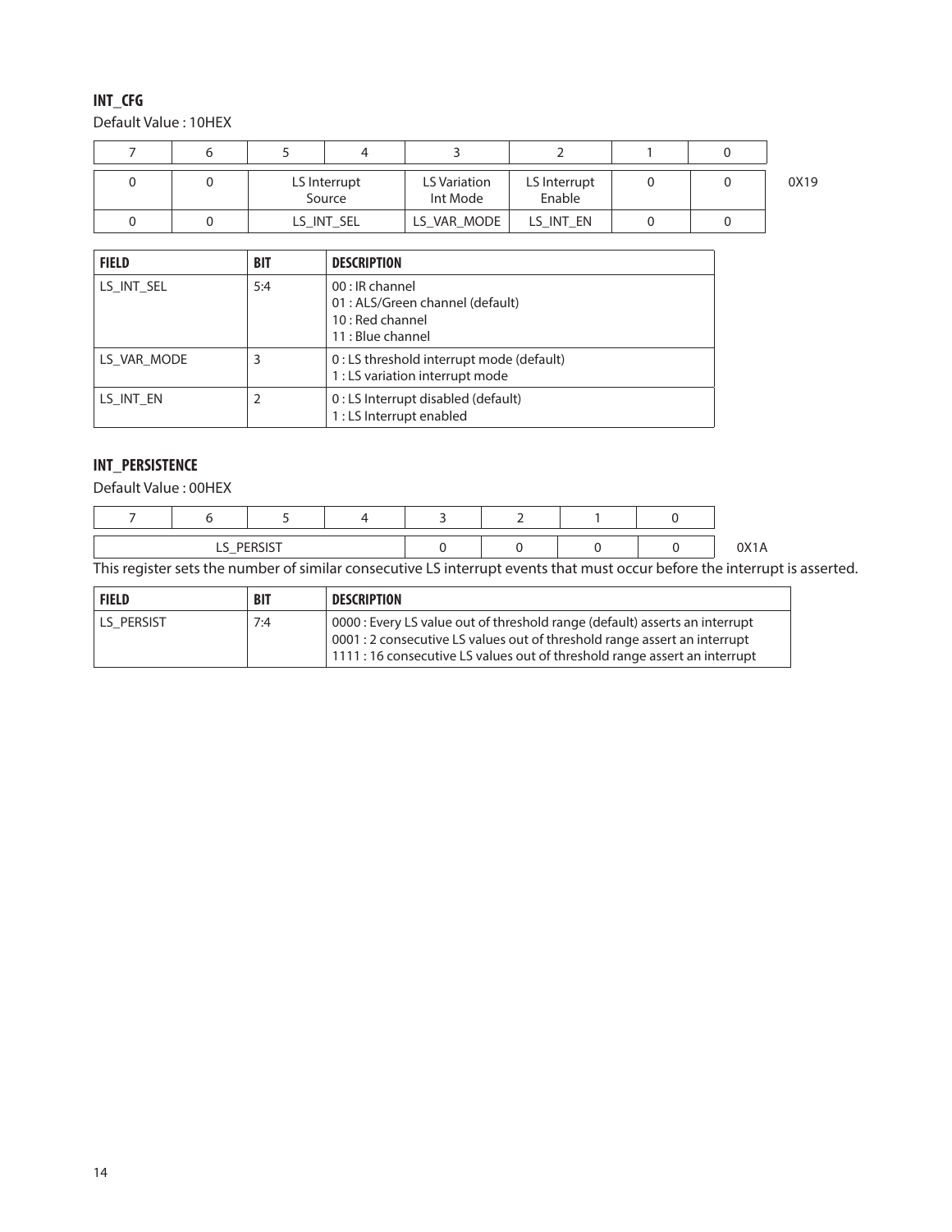### INT_CFG

Default Value : 10HEX

| 7 | 6 | 5 | 4 | 3 | 2 | 1 | 0 | |
|---|---|---|---|---|---|---|---|---|
| 0 | 0 | LS Interrupt Source | | LS Variation Int Mode | LS Interrupt Enable | 0 | 0 | 0X19 |
| 0 | 0 | LS_INT_SEL | | LS_VAR_MODE | LS_INT_EN | 0 | 0 | |

| FIELD | BIT | DESCRIPTION |
|---|---|---|
| LS_INT_SEL | 5:4 | 00 : IR channel<br>01 : ALS/Green channel (default)<br>10 : Red channel<br>11 : Blue channel |
| LS_VAR_MODE | 3 | 0 : LS threshold interrupt mode (default)<br>1 : LS variation interrupt mode |
| LS_INT_EN | 2 | 0 : LS Interrupt disabled (default)<br>1 : LS Interrupt enabled |

### INT_PERSISTENCE

Default Value : 00HEX

| 7 | 6 | 5 | 4 | 3 | 2 | 1 | 0 | |
|---|---|---|---|---|---|---|---|---|
| LS_PERSIST | | | | 0 | 0 | 0 | 0 | 0X1A |

This register sets the number of similar consecutive LS interrupt events that must occur before the interrupt is asserted.

| FIELD | BIT | DESCRIPTION |
|---|---|---|
| LS_PERSIST | 7:4 | 0000 : Every LS value out of threshold range (default) asserts an interrupt<br>0001 : 2 consecutive LS values out of threshold range assert an interrupt<br>1111 : 16 consecutive LS values out of threshold range assert an interrupt |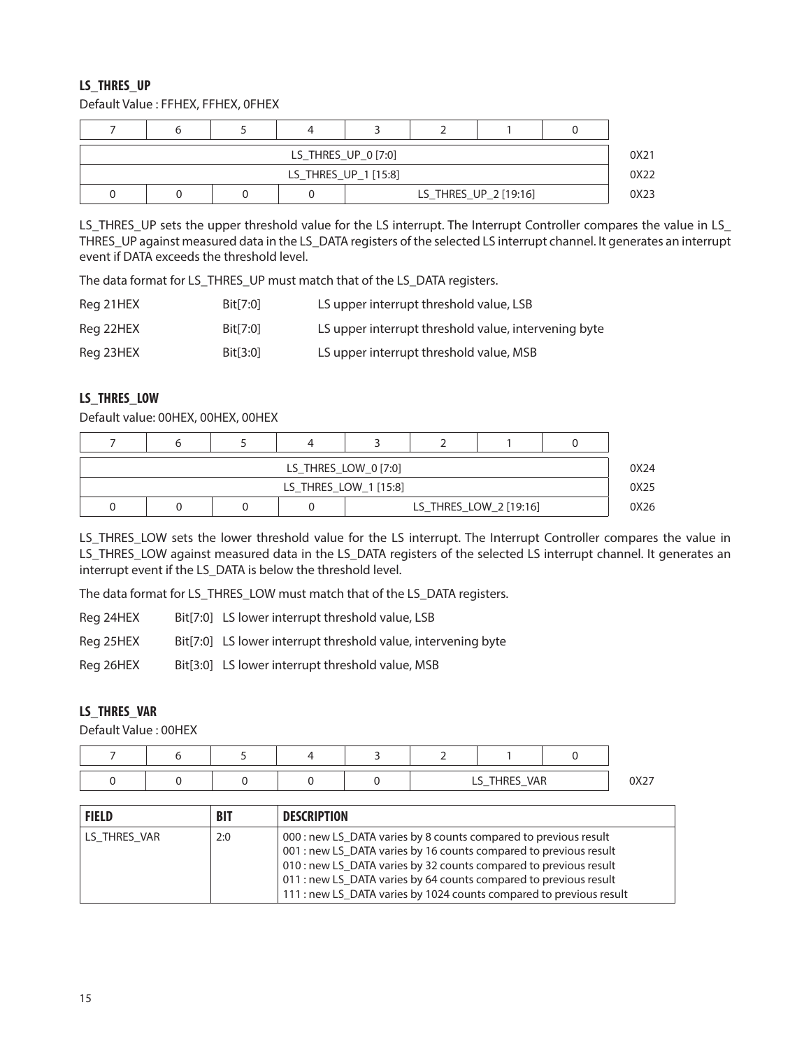### LS_THRES_UP

Default Value : FFHEX, FFHEX, 0FHEX

| 7 | 6 | 5 | 4 | 3 | 2 | 1 | 0 | |
|---|---|---|---|---|---|---|---|---|
| LS_THRES_UP_0 [7:0] | | | | | | | | 0X21 |
| LS_THRES_UP_1 [15:8] | | | | | | | | 0X22 |
| 0 | 0 | 0 | 0 | LS_THRES_UP_2 [19:16] | | | | 0X23 |

LS_THRES_UP sets the upper threshold value for the LS interrupt. The Interrupt Controller compares the value in LS_THRES_UP against measured data in the LS_DATA registers of the selected LS interrupt channel. It generates an interrupt event if DATA exceeds the threshold level.

The data format for LS_THRES_UP must match that of the LS_DATA registers.

| | | |
|---|---|---|
| Reg 21HEX | Bit[7:0] | LS upper interrupt threshold value, LSB |
| Reg 22HEX | Bit[7:0] | LS upper interrupt threshold value, intervening byte |
| Reg 23HEX | Bit[3:0] | LS upper interrupt threshold value, MSB |

### LS_THRES_LOW

Default value: 00HEX, 00HEX, 00HEX

| 7 | 6 | 5 | 4 | 3 | 2 | 1 | 0 | |
|---|---|---|---|---|---|---|---|---|
| LS_THRES_LOW_0 [7:0] | | | | | | | | 0X24 |
| LS_THRES_LOW_1 [15:8] | | | | | | | | 0X25 |
| 0 | 0 | 0 | 0 | LS_THRES_LOW_2 [19:16] | | | | 0X26 |

LS_THRES_LOW sets the lower threshold value for the LS interrupt. The Interrupt Controller compares the value in LS_THRES_LOW against measured data in the LS_DATA registers of the selected LS interrupt channel. It generates an interrupt event if the LS_DATA is below the threshold level.

The data format for LS_THRES_LOW must match that of the LS_DATA registers.

| | | |
|---|---|---|
| Reg 24HEX | Bit[7:0] | LS lower interrupt threshold value, LSB |
| Reg 25HEX | Bit[7:0] | LS lower interrupt threshold value, intervening byte |
| Reg 26HEX | Bit[3:0] | LS lower interrupt threshold value, MSB |

### LS_THRES_VAR

Default Value : 00HEX

| 7 | 6 | 5 | 4 | 3 | 2 | 1 | 0 | |
|---|---|---|---|---|---|---|---|---|
| 0 | 0 | 0 | 0 | 0 | LS_THRES_VAR | | | 0X27 |

| FIELD | BIT | DESCRIPTION |
|---|---|---|
| LS_THRES_VAR | 2:0 | 000 : new LS_DATA varies by 8 counts compared to previous result<br>001 : new LS_DATA varies by 16 counts compared to previous result<br>010 : new LS_DATA varies by 32 counts compared to previous result<br>011 : new LS_DATA varies by 64 counts compared to previous result<br>111 : new LS_DATA varies by 1024 counts compared to previous result |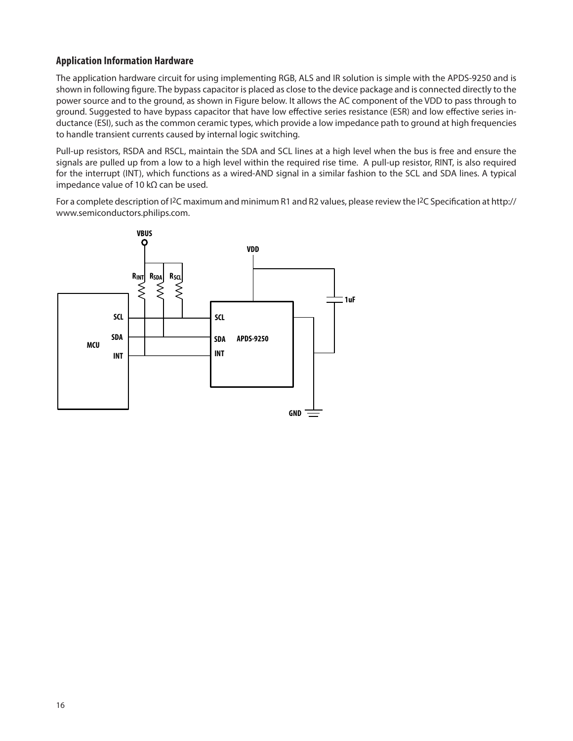### Application Information Hardware

The application hardware circuit for using implementing RGB, ALS and IR solution is simple with the APDS-9250 and is shown in following figure. The bypass capacitor is placed as close to the device package and is connected directly to the power source and to the ground, as shown in Figure below. It allows the AC component of the VDD to pass through to ground. Suggested to have bypass capacitor that have low effective series resistance (ESR) and low effective series inductance (ESI), such as the common ceramic types, which provide a low impedance path to ground at high frequencies to handle transient currents caused by internal logic switching.

Pull-up resistors, RSDA and RSCL, maintain the SDA and SCL lines at a high level when the bus is free and ensure the signals are pulled up from a low to a high level within the required rise time. A pull-up resistor, RINT, is also required for the interrupt (INT), which functions as a wired-AND signal in a similar fashion to the SCL and SDA lines. A typical impedance value of 10 kΩ can be used.

For a complete description of I2C maximum and minimum R1 and R2 values, please review the I2C Specification at http://www.semiconductors.philips.com.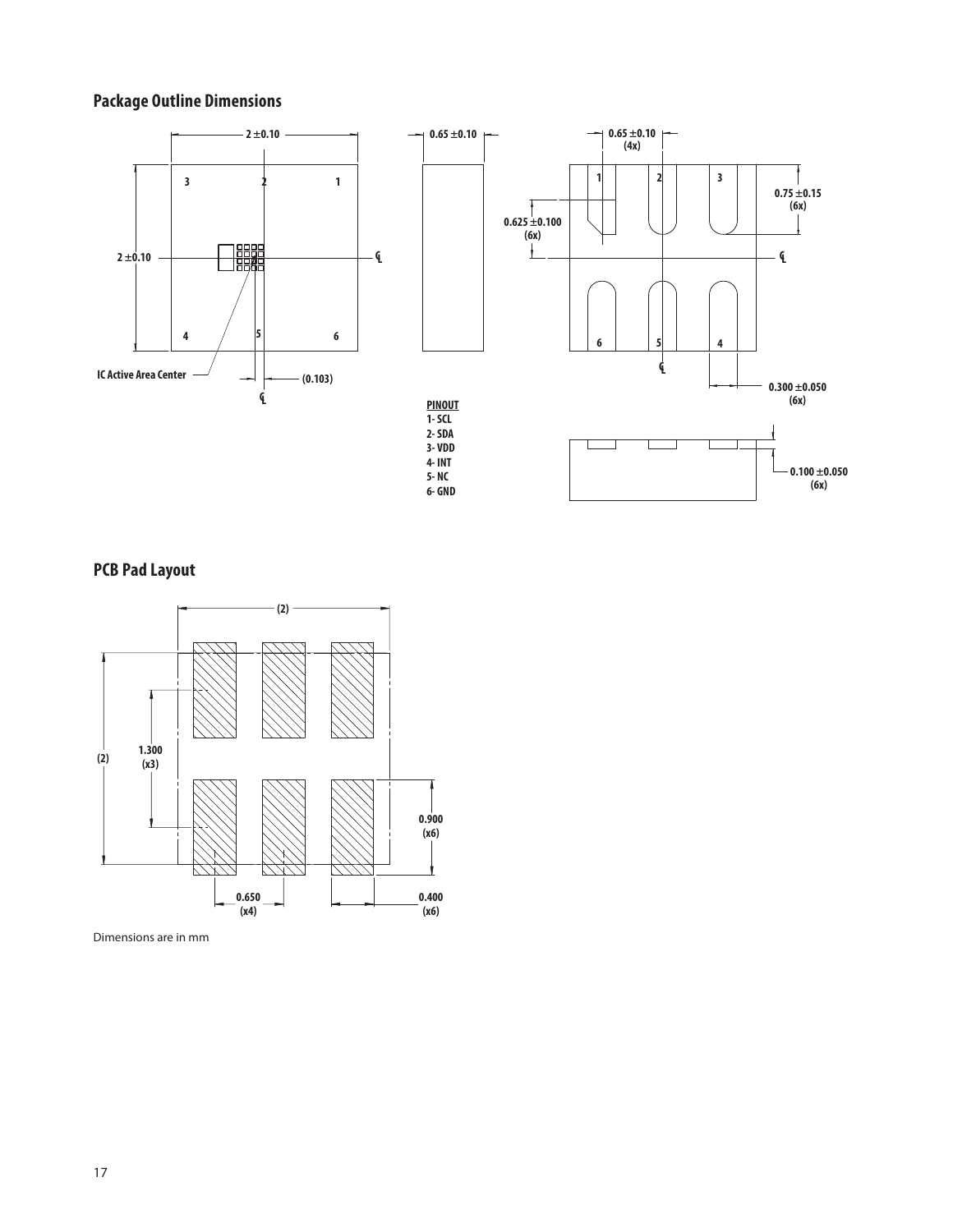## Package Outline Dimensions

2 ±0.10

0.65 ±0.10

0.65 ±0.10 (4x)

2 ±0.10

0.625 ±0.100 (6x)

0.75 ±0.15 (6x)

IC Active Area Center

(0.103)

0.300 ±0.050 (6x)

0.100 ±0.050 (6x)

**PINOUT**
1- SCL
2- SDA
3- VDD
4- INT
5- NC
6- GND

## PCB Pad Layout

(2)

(2)

1.300 (x3)

0.900 (x6)

0.650 (x4)

0.400 (x6)

Dimensions are in mm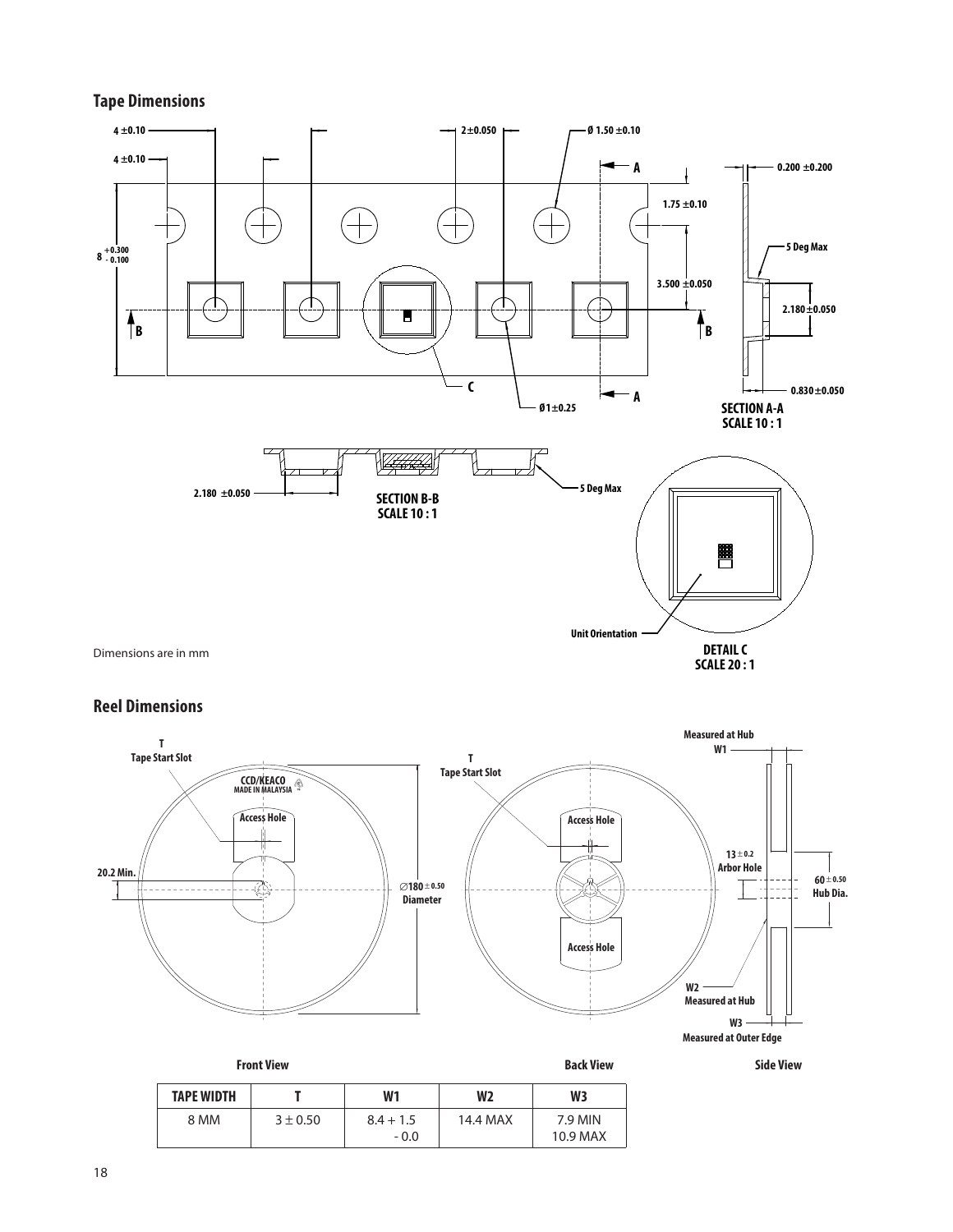## Tape Dimensions

Dimensions are in mm

## Reel Dimensions

| TAPE WIDTH | T | W1 | W2 | W3 |
|---|---|---|---|---|
| 8 MM | 3 ± 0.50 | 8.4 + 1.5 - 0.0 | 14.4 MAX | 7.9 MIN 10.9 MAX |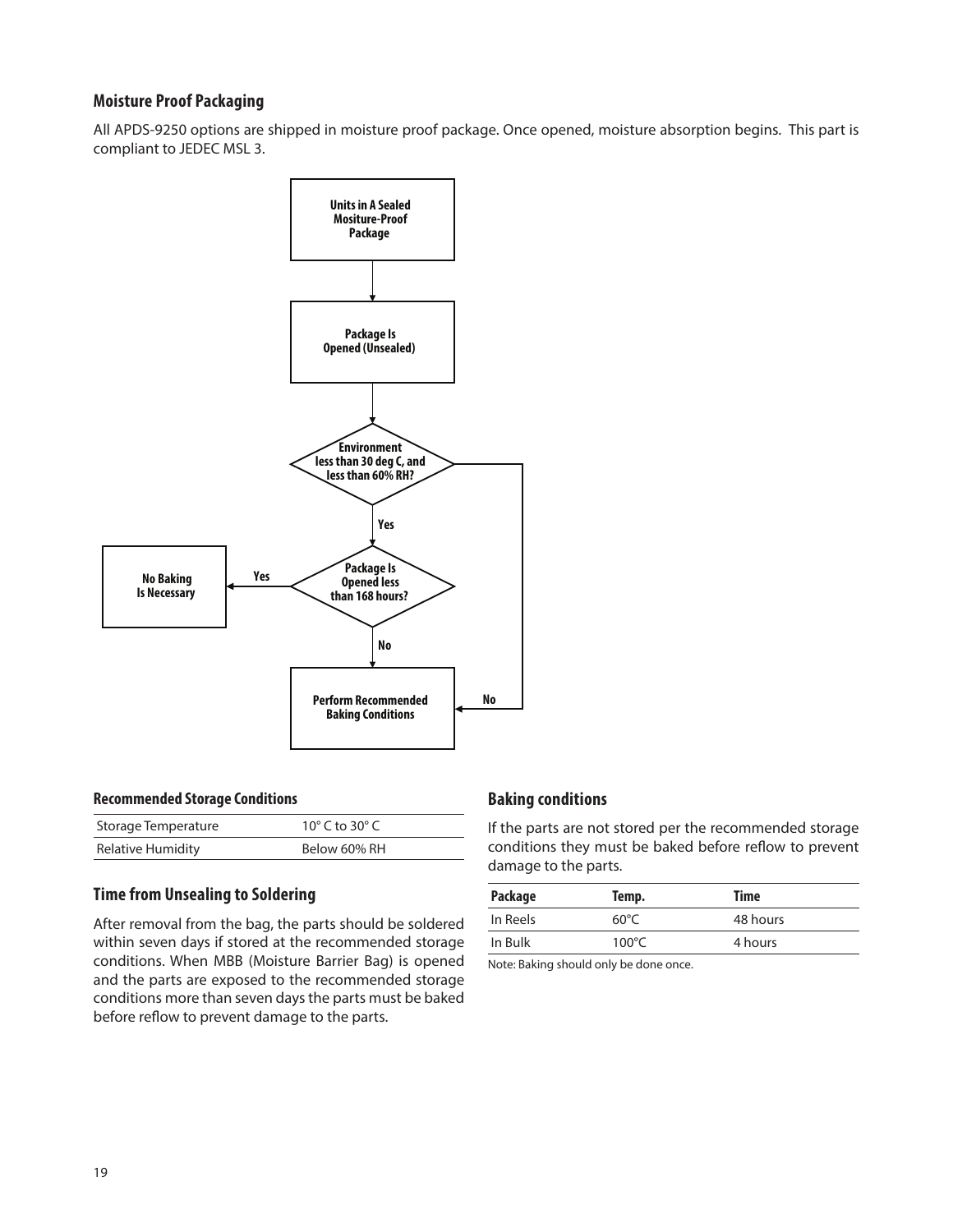### Moisture Proof Packaging

All APDS-9250 options are shipped in moisture proof package. Once opened, moisture absorption begins. This part is compliant to JEDEC MSL 3.

Units in A Sealed Mositure-Proof Package

Package Is Opened (Unsealed)

Environment less than 30 deg C, and less than 60% RH?

Yes

No

Package Is Opened less than 168 hours?

Yes

No Baking Is Necessary

No

Perform Recommended Baking Conditions

#### Recommended Storage Conditions

| Storage Temperature | 10° C to 30° C |
| --- | --- |
| Relative Humidity | Below 60% RH |

### Time from Unsealing to Soldering

After removal from the bag, the parts should be soldered within seven days if stored at the recommended storage conditions. When MBB (Moisture Barrier Bag) is opened and the parts are exposed to the recommended storage conditions more than seven days the parts must be baked before reflow to prevent damage to the parts.

### Baking conditions

If the parts are not stored per the recommended storage conditions they must be baked before reflow to prevent damage to the parts.

| Package | Temp. | Time |
| --- | --- | --- |
| In Reels | 60°C | 48 hours |
| In Bulk | 100°C | 4 hours |

Note: Baking should only be done once.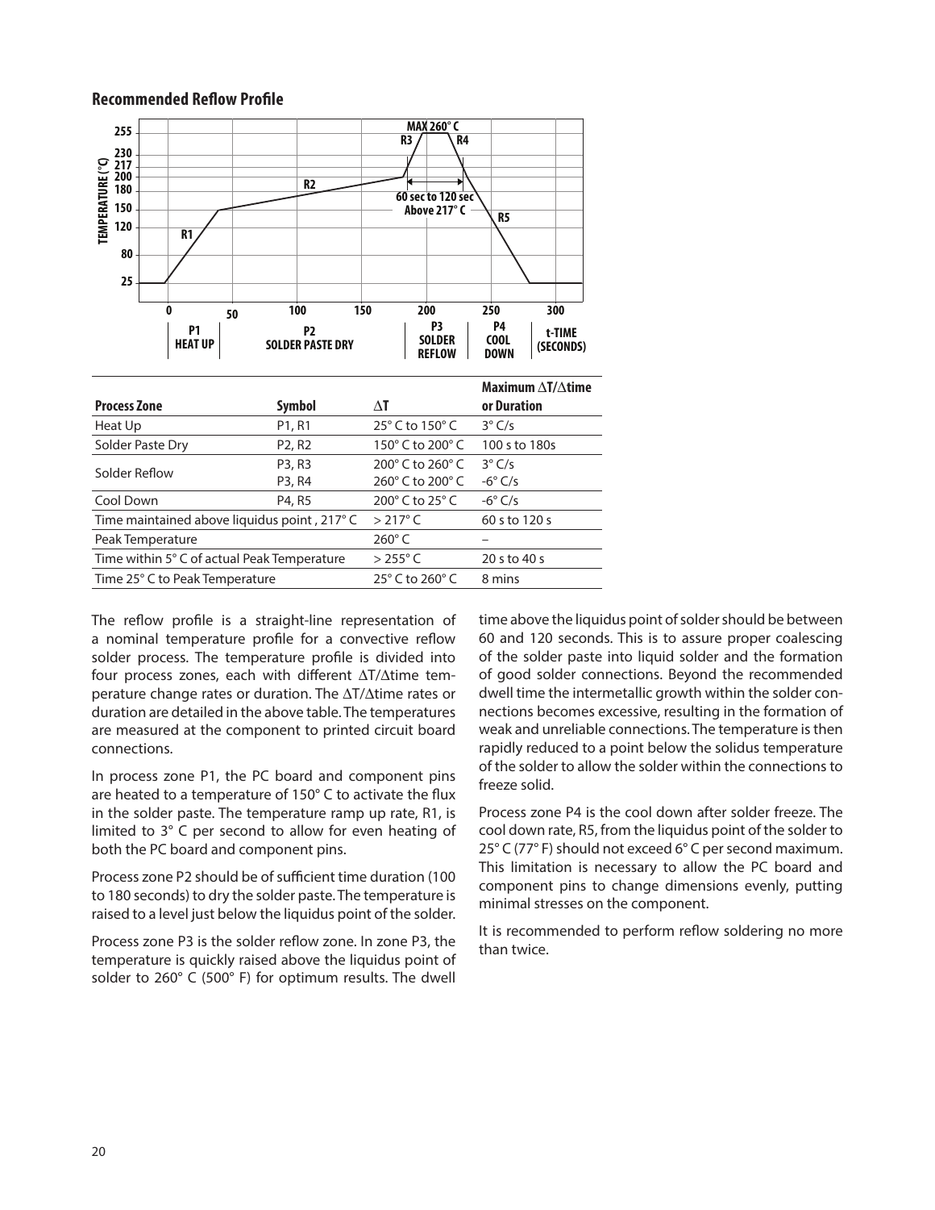## Recommended Reflow Profile

| Process Zone | Symbol | ΔT | Maximum ΔT/Δtime or Duration |
|---|---|---|---|
| Heat Up | P1, R1 | 25° C to 150° C | 3° C/s |
| Solder Paste Dry | P2, R2 | 150° C to 200° C | 100 s to 180s |
| Solder Reflow | P3, R3 | 200° C to 260° C | 3° C/s |
| | P3, R4 | 260° C to 200° C | -6° C/s |
| Cool Down | P4, R5 | 200° C to 25° C | -6° C/s |
| Time maintained above liquidus point , 217° C | | > 217° C | 60 s to 120 s |
| Peak Temperature | | 260° C | – |
| Time within 5° C of actual Peak Temperature | | > 255° C | 20 s to 40 s |
| Time 25° C to Peak Temperature | | 25° C to 260° C | 8 mins |

The reflow profile is a straight-line representation of a nominal temperature profile for a convective reflow solder process. The temperature profile is divided into four process zones, each with different ΔT/Δtime temperature change rates or duration. The ΔT/Δtime rates or duration are detailed in the above table. The temperatures are measured at the component to printed circuit board connections.

In process zone P1, the PC board and component pins are heated to a temperature of 150° C to activate the flux in the solder paste. The temperature ramp up rate, R1, is limited to 3° C per second to allow for even heating of both the PC board and component pins.

Process zone P2 should be of sufficient time duration (100 to 180 seconds) to dry the solder paste. The temperature is raised to a level just below the liquidus point of the solder.

Process zone P3 is the solder reflow zone. In zone P3, the temperature is quickly raised above the liquidus point of solder to 260° C (500° F) for optimum results. The dwell time above the liquidus point of solder should be between 60 and 120 seconds. This is to assure proper coalescing of the solder paste into liquid solder and the formation of good solder connections. Beyond the recommended dwell time the intermetallic growth within the solder connections becomes excessive, resulting in the formation of weak and unreliable connections. The temperature is then rapidly reduced to a point below the solidus temperature of the solder to allow the solder within the connections to freeze solid.

Process zone P4 is the cool down after solder freeze. The cool down rate, R5, from the liquidus point of the solder to 25° C (77° F) should not exceed 6° C per second maximum. This limitation is necessary to allow the PC board and component pins to change dimensions evenly, putting minimal stresses on the component.

It is recommended to perform reflow soldering no more than twice.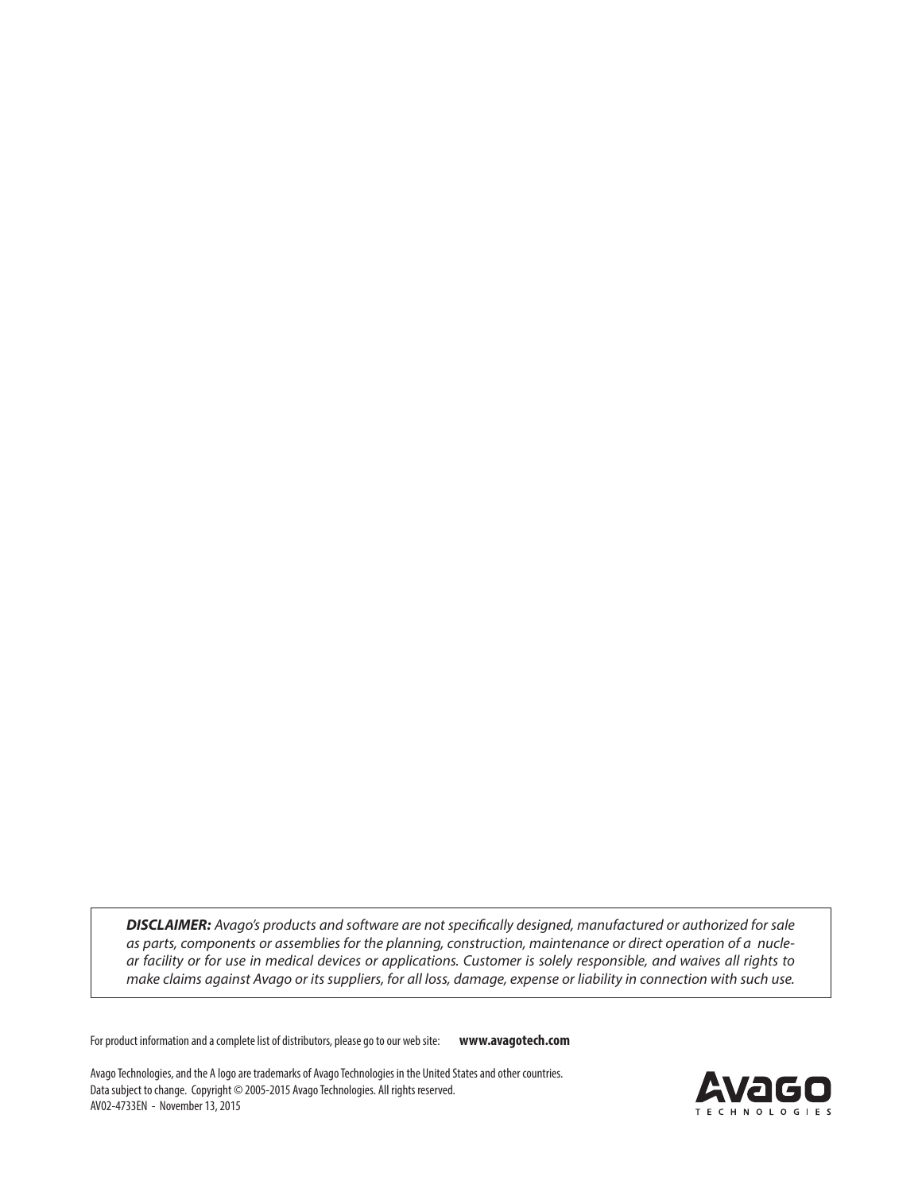***DISCLAIMER:*** *Avago's products and software are not specifically designed, manufactured or authorized for sale as parts, components or assemblies for the planning, construction, maintenance or direct operation of a nuclear facility or for use in medical devices or applications. Customer is solely responsible, and waives all rights to make claims against Avago or its suppliers, for all loss, damage, expense or liability in connection with such use.*

For product information and a complete list of distributors, please go to our web site: **www.avagotech.com**

Avago Technologies, and the A logo are trademarks of Avago Technologies in the United States and other countries.
Data subject to change. Copyright © 2005-2015 Avago Technologies. All rights reserved.
AV02-4733EN - November 13, 2015